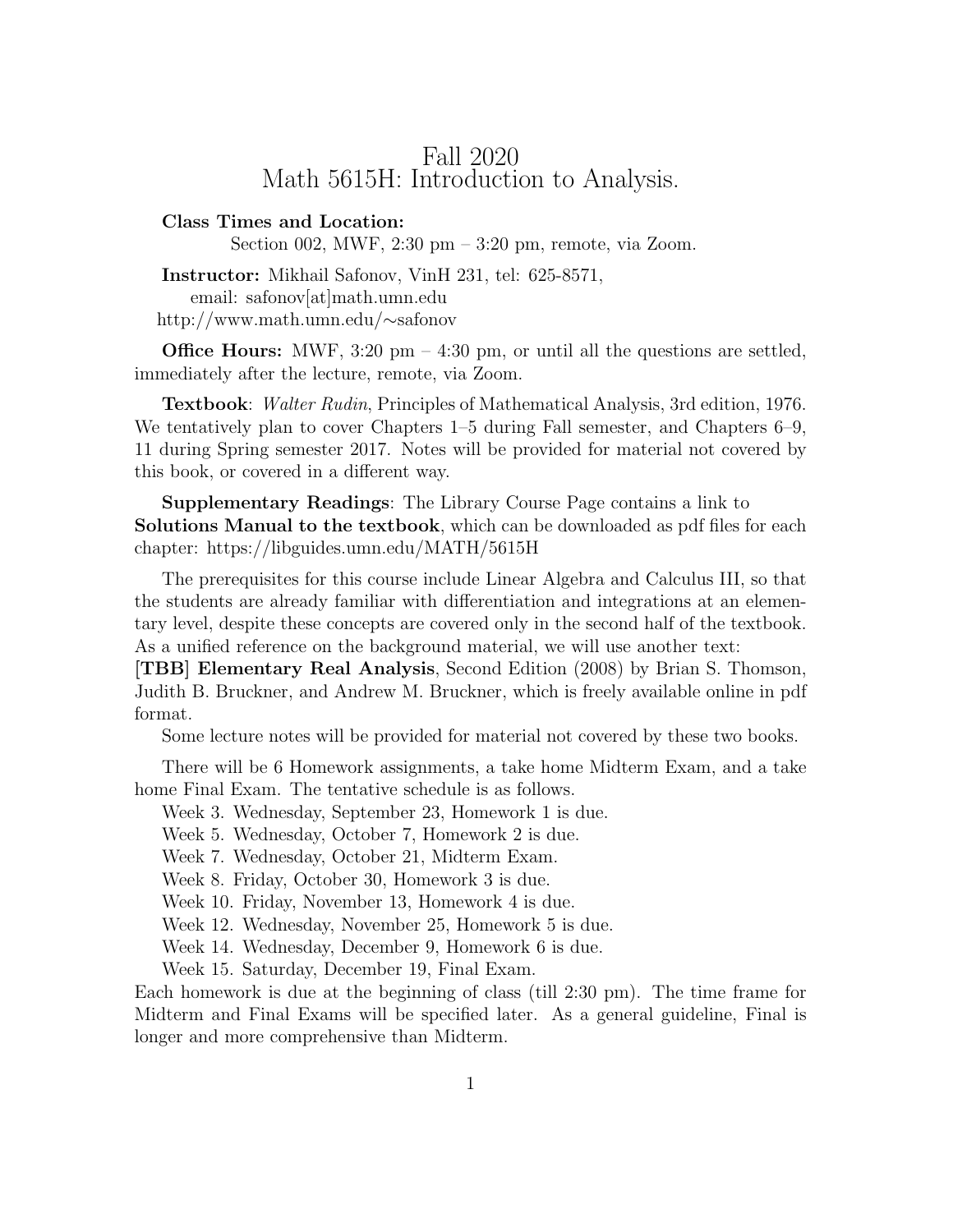# Fall 2020
# Math 5615H: Introduction to Analysis.

**Class Times and Location:**
Section 002, MWF, 2:30 pm – 3:20 pm, remote, via Zoom.

**Instructor:** Mikhail Safonov, VinH 231, tel: 625-8571,
email: safonov[at]math.umn.edu
http://www.math.umn.edu/∼safonov

**Office Hours:** MWF, 3:20 pm – 4:30 pm, or until all the questions are settled, immediately after the lecture, remote, via Zoom.

**Textbook**: *Walter Rudin*, Principles of Mathematical Analysis, 3rd edition, 1976. We tentatively plan to cover Chapters 1–5 during Fall semester, and Chapters 6–9, 11 during Spring semester 2017. Notes will be provided for material not covered by this book, or covered in a different way.

**Supplementary Readings**: The Library Course Page contains a link to **Solutions Manual to the textbook**, which can be downloaded as pdf files for each chapter: https://libguides.umn.edu/MATH/5615H

The prerequisites for this course include Linear Algebra and Calculus III, so that the students are already familiar with differentiation and integrations at an elementary level, despite these concepts are covered only in the second half of the textbook. As a unified reference on the background material, we will use another text:
**[TBB] Elementary Real Analysis**, Second Edition (2008) by Brian S. Thomson, Judith B. Bruckner, and Andrew M. Bruckner, which is freely available online in pdf format.

Some lecture notes will be provided for material not covered by these two books.

There will be 6 Homework assignments, a take home Midterm Exam, and a take home Final Exam. The tentative schedule is as follows.

Week 3. Wednesday, September 23, Homework 1 is due.
Week 5. Wednesday, October 7, Homework 2 is due.
Week 7. Wednesday, October 21, Midterm Exam.
Week 8. Friday, October 30, Homework 3 is due.
Week 10. Friday, November 13, Homework 4 is due.
Week 12. Wednesday, November 25, Homework 5 is due.
Week 14. Wednesday, December 9, Homework 6 is due.
Week 15. Saturday, December 19, Final Exam.

Each homework is due at the beginning of class (till 2:30 pm). The time frame for Midterm and Final Exams will be specified later. As a general guideline, Final is longer and more comprehensive than Midterm.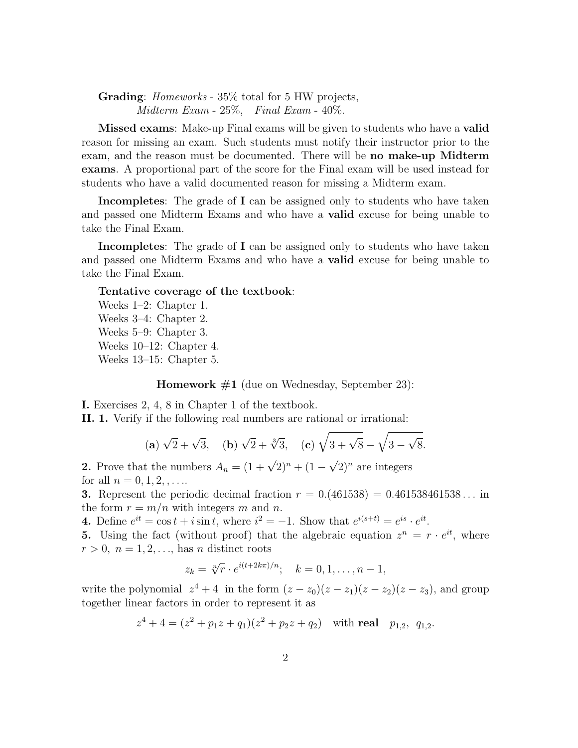**Grading**: *Homeworks* - 35% total for 5 HW projects,
*Midterm Exam* - 25%, *Final Exam* - 40%.

**Missed exams**: Make-up Final exams will be given to students who have a **valid** reason for missing an exam. Such students must notify their instructor prior to the exam, and the reason must be documented. There will be **no make-up Midterm exams**. A proportional part of the score for the Final exam will be used instead for students who have a valid documented reason for missing a Midterm exam.

**Incompletes**: The grade of **I** can be assigned only to students who have taken and passed one Midterm Exams and who have a **valid** excuse for being unable to take the Final Exam.

**Incompletes**: The grade of **I** can be assigned only to students who have taken and passed one Midterm Exams and who have a **valid** excuse for being unable to take the Final Exam.

**Tentative coverage of the textbook**:
Weeks 1–2: Chapter 1.
Weeks 3–4: Chapter 2.
Weeks 5–9: Chapter 3.
Weeks 10–12: Chapter 4.
Weeks 13–15: Chapter 5.

**Homework #1** (due on Wednesday, September 23):

**I.** Exercises 2, 4, 8 in Chapter 1 of the textbook.

**II. 1.** Verify if the following real numbers are rational or irrational:

$$(\mathbf{a})\ \sqrt{2}+\sqrt{3}, \quad (\mathbf{b})\ \sqrt{2}+\sqrt[3]{3}, \quad (\mathbf{c})\ \sqrt{3+\sqrt{8}}-\sqrt{3-\sqrt{8}}.$$

**2.** Prove that the numbers $A_n = (1+\sqrt{2})^n + (1-\sqrt{2})^n$ are integers for all $n = 0, 1, 2, \ldots$.

**3.** Represent the periodic decimal fraction $r = 0.(461538) = 0.461538461538\ldots$ in the form $r = m/n$ with integers $m$ and $n$.

**4.** Define $e^{it} = \cos t + i \sin t$, where $i^2 = -1$. Show that $e^{i(s+t)} = e^{is} \cdot e^{it}$.

**5.** Using the fact (without proof) that the algebraic equation $z^n = r \cdot e^{it}$, where $r > 0,\ n = 1, 2, \ldots$, has $n$ distinct roots

$$z_k = \sqrt[n]{r} \cdot e^{i(t+2k\pi)/n}; \quad k = 0, 1, \ldots, n-1,$$

write the polynomial $z^4 + 4$ in the form $(z - z_0)(z - z_1)(z - z_2)(z - z_3)$, and group together linear factors in order to represent it as

$$z^4 + 4 = (z^2 + p_1 z + q_1)(z^2 + p_2 z + q_2) \quad \text{with } \textbf{real} \quad p_{1,2},\ q_{1,2}.$$